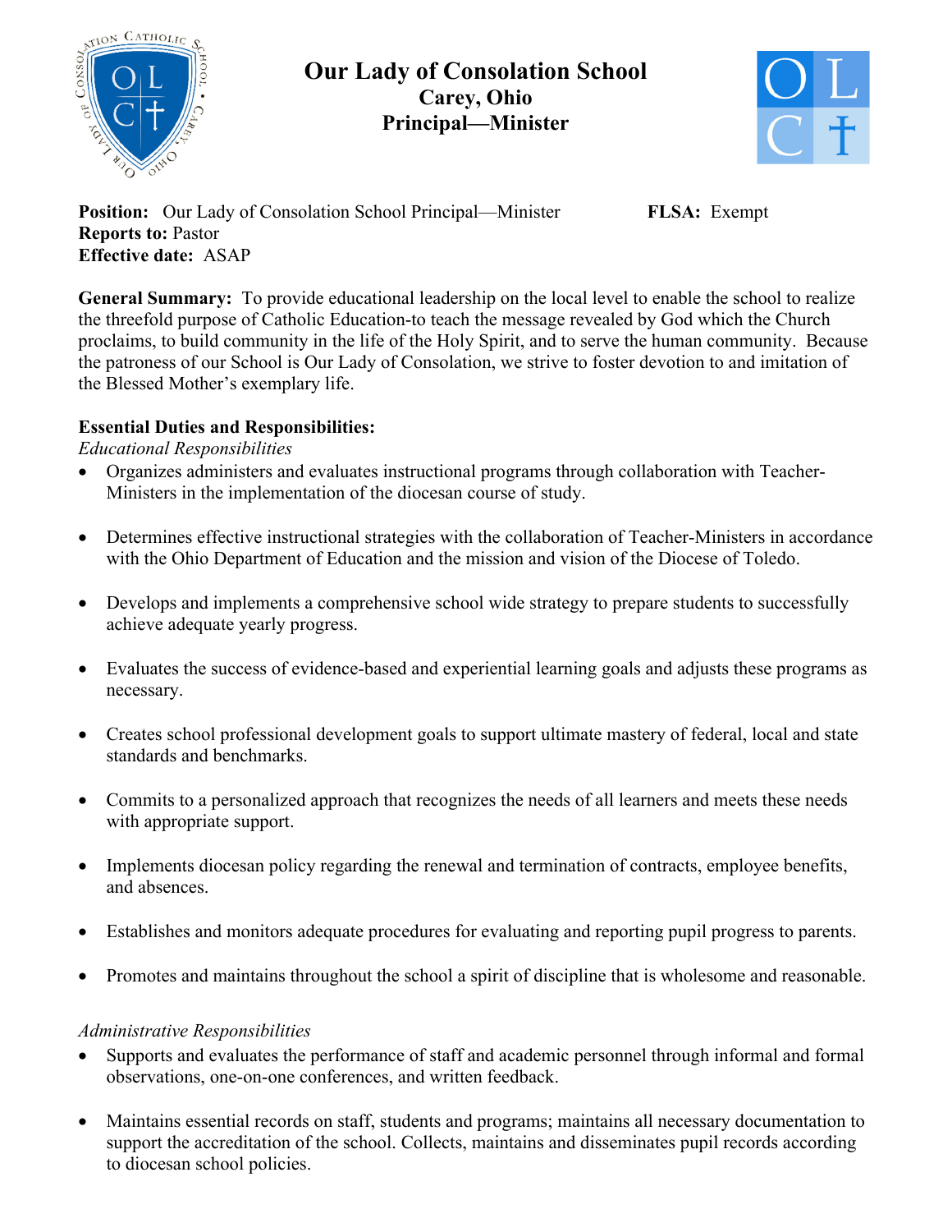# Our Lady of Consolation School
## Carey, Ohio
## Principal—Minister

**Position:** Our Lady of Consolation School Principal—Minister **FLSA:** Exempt
**Reports to:** Pastor
**Effective date:** ASAP

**General Summary:** To provide educational leadership on the local level to enable the school to realize the threefold purpose of Catholic Education-to teach the message revealed by God which the Church proclaims, to build community in the life of the Holy Spirit, and to serve the human community. Because the patroness of our School is Our Lady of Consolation, we strive to foster devotion to and imitation of the Blessed Mother's exemplary life.

**Essential Duties and Responsibilities:**

*Educational Responsibilities*

- Organizes administers and evaluates instructional programs through collaboration with Teacher-Ministers in the implementation of the diocesan course of study.
- Determines effective instructional strategies with the collaboration of Teacher-Ministers in accordance with the Ohio Department of Education and the mission and vision of the Diocese of Toledo.
- Develops and implements a comprehensive school wide strategy to prepare students to successfully achieve adequate yearly progress.
- Evaluates the success of evidence-based and experiential learning goals and adjusts these programs as necessary.
- Creates school professional development goals to support ultimate mastery of federal, local and state standards and benchmarks.
- Commits to a personalized approach that recognizes the needs of all learners and meets these needs with appropriate support.
- Implements diocesan policy regarding the renewal and termination of contracts, employee benefits, and absences.
- Establishes and monitors adequate procedures for evaluating and reporting pupil progress to parents.
- Promotes and maintains throughout the school a spirit of discipline that is wholesome and reasonable.

*Administrative Responsibilities*

- Supports and evaluates the performance of staff and academic personnel through informal and formal observations, one-on-one conferences, and written feedback.
- Maintains essential records on staff, students and programs; maintains all necessary documentation to support the accreditation of the school. Collects, maintains and disseminates pupil records according to diocesan school policies.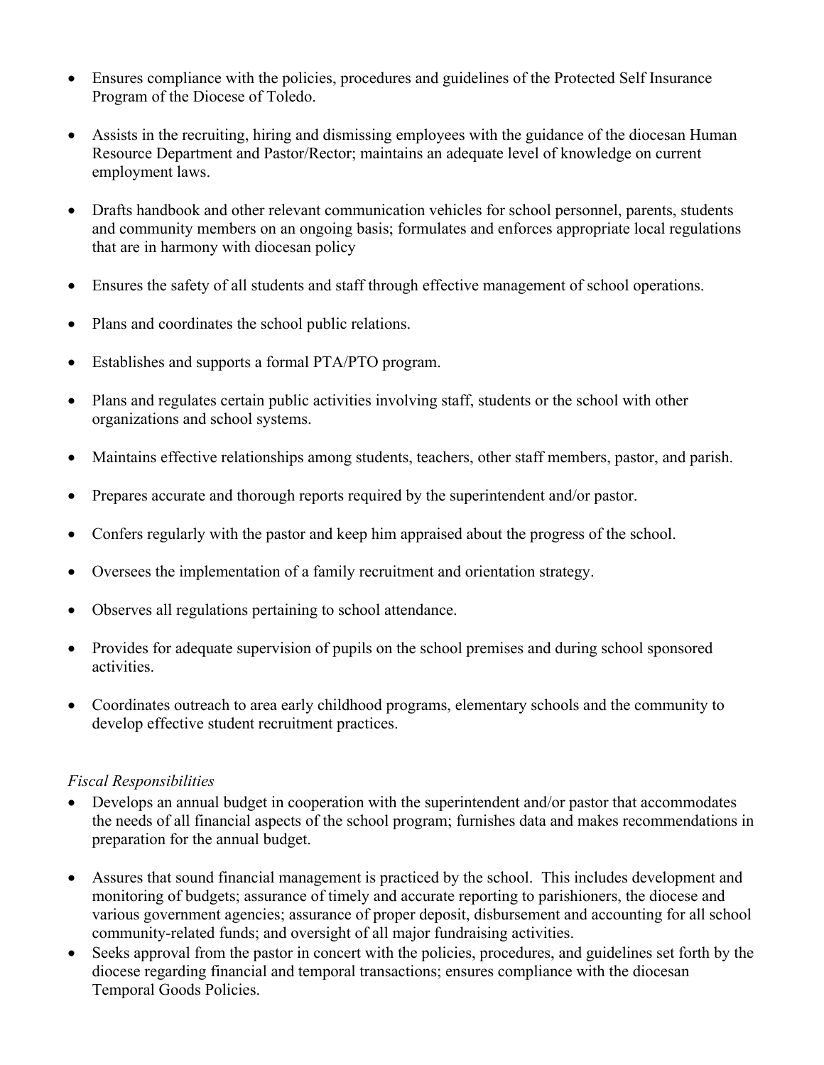- Ensures compliance with the policies, procedures and guidelines of the Protected Self Insurance Program of the Diocese of Toledo.

- Assists in the recruiting, hiring and dismissing employees with the guidance of the diocesan Human Resource Department and Pastor/Rector; maintains an adequate level of knowledge on current employment laws.

- Drafts handbook and other relevant communication vehicles for school personnel, parents, students and community members on an ongoing basis; formulates and enforces appropriate local regulations that are in harmony with diocesan policy

- Ensures the safety of all students and staff through effective management of school operations.

- Plans and coordinates the school public relations.

- Establishes and supports a formal PTA/PTO program.

- Plans and regulates certain public activities involving staff, students or the school with other organizations and school systems.

- Maintains effective relationships among students, teachers, other staff members, pastor, and parish.

- Prepares accurate and thorough reports required by the superintendent and/or pastor.

- Confers regularly with the pastor and keep him appraised about the progress of the school.

- Oversees the implementation of a family recruitment and orientation strategy.

- Observes all regulations pertaining to school attendance.

- Provides for adequate supervision of pupils on the school premises and during school sponsored activities.

- Coordinates outreach to area early childhood programs, elementary schools and the community to develop effective student recruitment practices.

*Fiscal Responsibilities*

- Develops an annual budget in cooperation with the superintendent and/or pastor that accommodates the needs of all financial aspects of the school program; furnishes data and makes recommendations in preparation for the annual budget.

- Assures that sound financial management is practiced by the school. This includes development and monitoring of budgets; assurance of timely and accurate reporting to parishioners, the diocese and various government agencies; assurance of proper deposit, disbursement and accounting for all school community-related funds; and oversight of all major fundraising activities.
- Seeks approval from the pastor in concert with the policies, procedures, and guidelines set forth by the diocese regarding financial and temporal transactions; ensures compliance with the diocesan Temporal Goods Policies.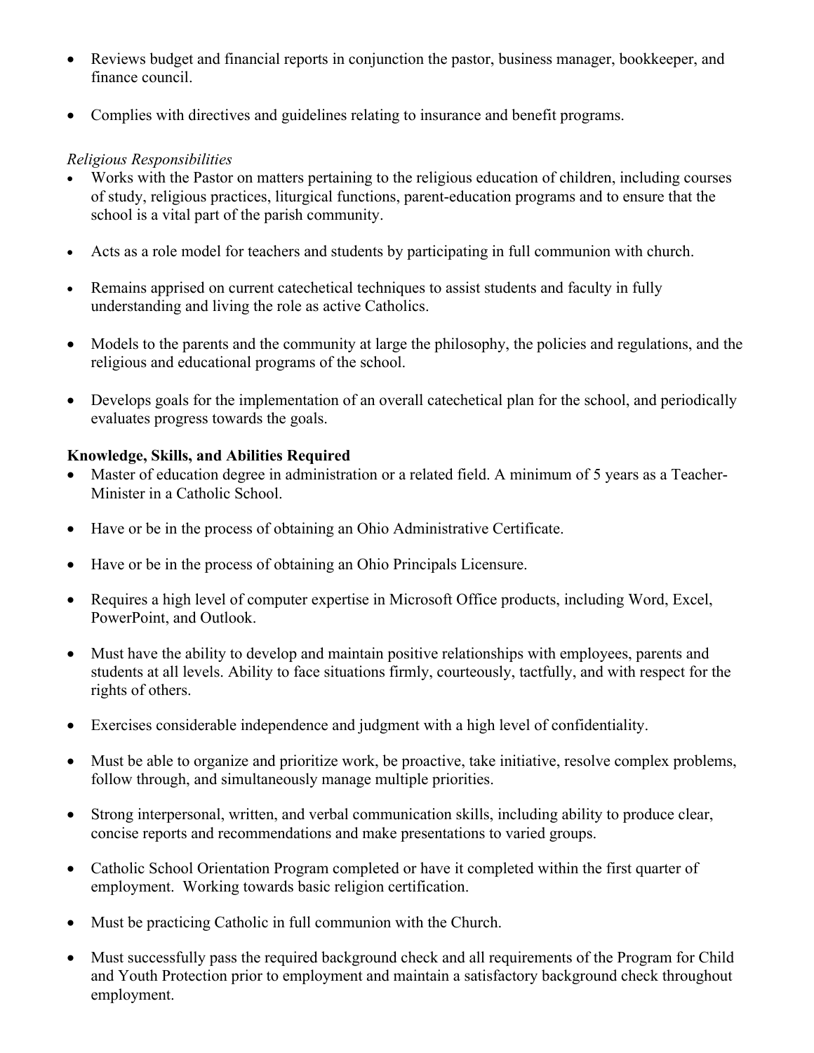- Reviews budget and financial reports in conjunction the pastor, business manager, bookkeeper, and finance council.

- Complies with directives and guidelines relating to insurance and benefit programs.

*Religious Responsibilities*

- Works with the Pastor on matters pertaining to the religious education of children, including courses of study, religious practices, liturgical functions, parent-education programs and to ensure that the school is a vital part of the parish community.

- Acts as a role model for teachers and students by participating in full communion with church.

- Remains apprised on current catechetical techniques to assist students and faculty in fully understanding and living the role as active Catholics.

- Models to the parents and the community at large the philosophy, the policies and regulations, and the religious and educational programs of the school.

- Develops goals for the implementation of an overall catechetical plan for the school, and periodically evaluates progress towards the goals.

**Knowledge, Skills, and Abilities Required**

- Master of education degree in administration or a related field. A minimum of 5 years as a Teacher-Minister in a Catholic School.

- Have or be in the process of obtaining an Ohio Administrative Certificate.

- Have or be in the process of obtaining an Ohio Principals Licensure.

- Requires a high level of computer expertise in Microsoft Office products, including Word, Excel, PowerPoint, and Outlook.

- Must have the ability to develop and maintain positive relationships with employees, parents and students at all levels. Ability to face situations firmly, courteously, tactfully, and with respect for the rights of others.

- Exercises considerable independence and judgment with a high level of confidentiality.

- Must be able to organize and prioritize work, be proactive, take initiative, resolve complex problems, follow through, and simultaneously manage multiple priorities.

- Strong interpersonal, written, and verbal communication skills, including ability to produce clear, concise reports and recommendations and make presentations to varied groups.

- Catholic School Orientation Program completed or have it completed within the first quarter of employment. Working towards basic religion certification.

- Must be practicing Catholic in full communion with the Church.

- Must successfully pass the required background check and all requirements of the Program for Child and Youth Protection prior to employment and maintain a satisfactory background check throughout employment.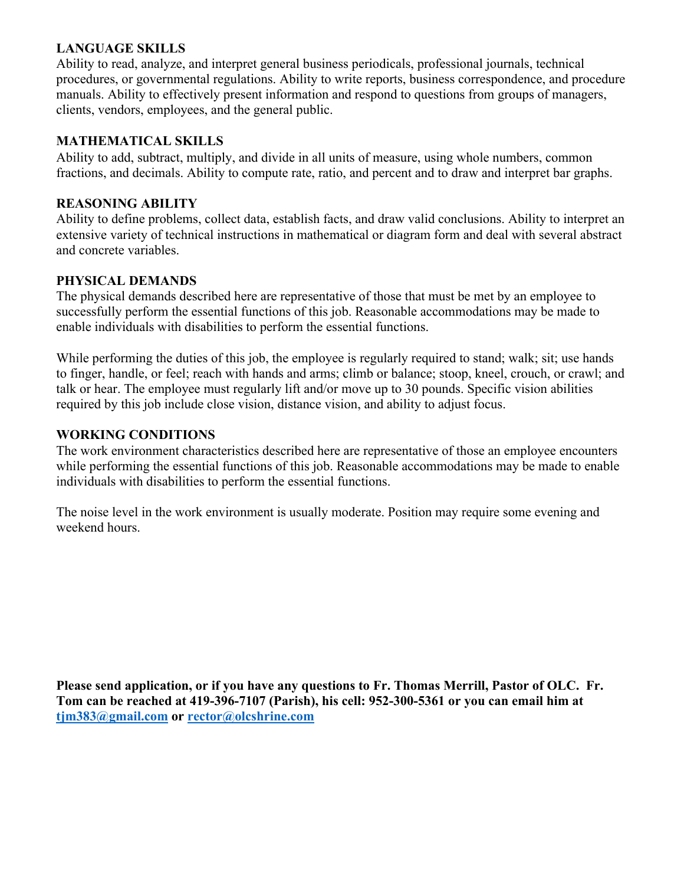## LANGUAGE SKILLS

Ability to read, analyze, and interpret general business periodicals, professional journals, technical procedures, or governmental regulations. Ability to write reports, business correspondence, and procedure manuals. Ability to effectively present information and respond to questions from groups of managers, clients, vendors, employees, and the general public.

## MATHEMATICAL SKILLS

Ability to add, subtract, multiply, and divide in all units of measure, using whole numbers, common fractions, and decimals. Ability to compute rate, ratio, and percent and to draw and interpret bar graphs.

## REASONING ABILITY

Ability to define problems, collect data, establish facts, and draw valid conclusions. Ability to interpret an extensive variety of technical instructions in mathematical or diagram form and deal with several abstract and concrete variables.

## PHYSICAL DEMANDS

The physical demands described here are representative of those that must be met by an employee to successfully perform the essential functions of this job. Reasonable accommodations may be made to enable individuals with disabilities to perform the essential functions.

While performing the duties of this job, the employee is regularly required to stand; walk; sit; use hands to finger, handle, or feel; reach with hands and arms; climb or balance; stoop, kneel, crouch, or crawl; and talk or hear. The employee must regularly lift and/or move up to 30 pounds. Specific vision abilities required by this job include close vision, distance vision, and ability to adjust focus.

## WORKING CONDITIONS

The work environment characteristics described here are representative of those an employee encounters while performing the essential functions of this job. Reasonable accommodations may be made to enable individuals with disabilities to perform the essential functions.

The noise level in the work environment is usually moderate. Position may require some evening and weekend hours.

**Please send application, or if you have any questions to Fr. Thomas Merrill, Pastor of OLC. Fr. Tom can be reached at 419-396-7107 (Parish), his cell: 952-300-5361 or you can email him at [tjm383@gmail.com](mailto:tjm383@gmail.com) or [rector@olcshrine.com](mailto:rector@olcshrine.com)**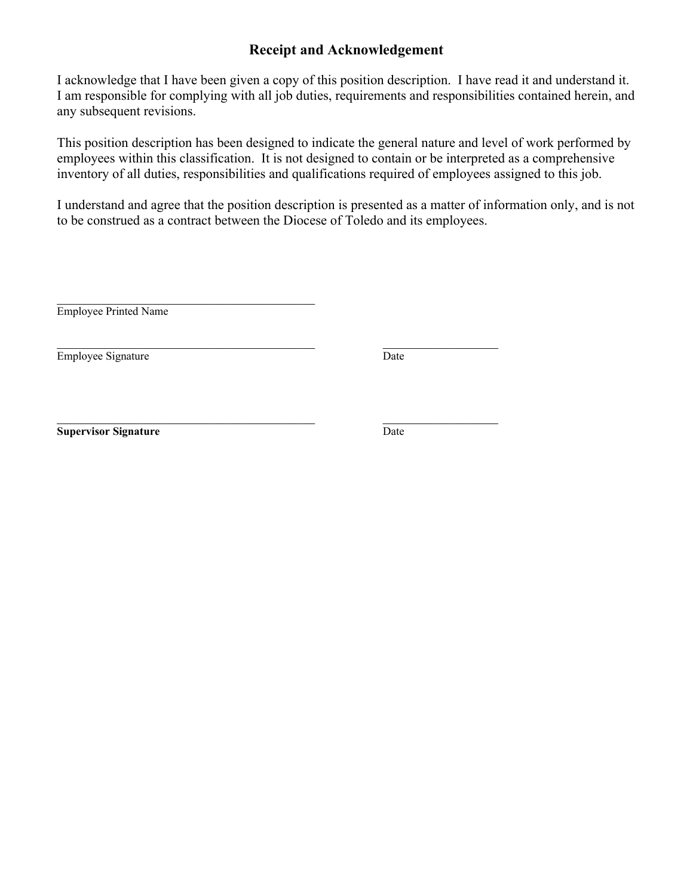## Receipt and Acknowledgement

I acknowledge that I have been given a copy of this position description. I have read it and understand it. I am responsible for complying with all job duties, requirements and responsibilities contained herein, and any subsequent revisions.

This position description has been designed to indicate the general nature and level of work performed by employees within this classification. It is not designed to contain or be interpreted as a comprehensive inventory of all duties, responsibilities and qualifications required of employees assigned to this job.

I understand and agree that the position description is presented as a matter of information only, and is not to be construed as a contract between the Diocese of Toledo and its employees.

____________________________________________
Employee Printed Name

____________________________________________          ____________________
Employee Signature                                                          Date

____________________________________________          ____________________
**Supervisor Signature**                                                    Date